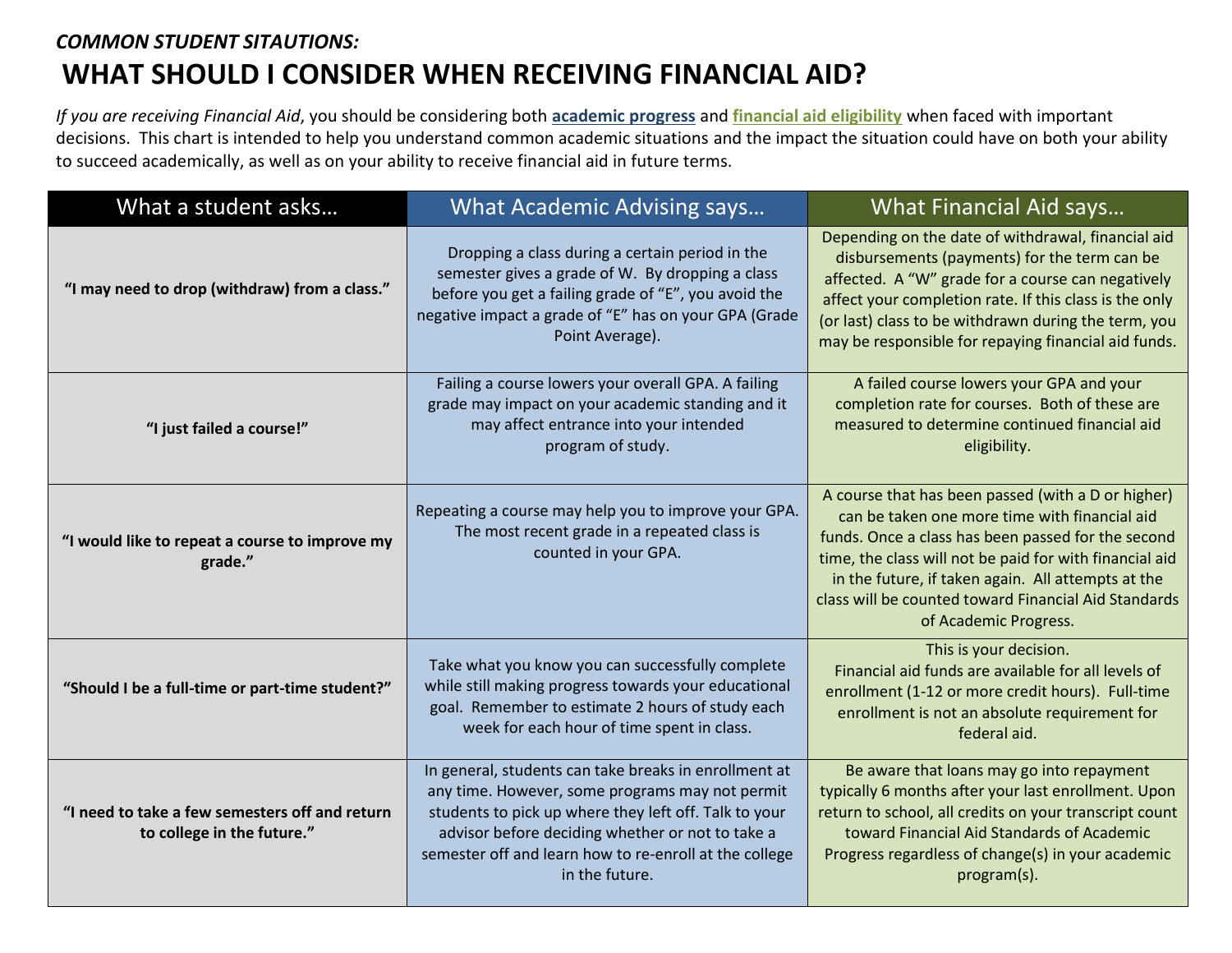*COMMON STUDENT SITAUTIONS:*

# WHAT SHOULD I CONSIDER WHEN RECEIVING FINANCIAL AID?

*If you are receiving Financial Aid*, you should be considering both **academic progress** and **financial aid eligibility** when faced with important decisions. This chart is intended to help you understand common academic situations and the impact the situation could have on both your ability to succeed academically, as well as on your ability to receive financial aid in future terms.

| What a student asks… | What Academic Advising says… | What Financial Aid says… |
| --- | --- | --- |
| **"I may need to drop (withdraw) from a class."** | Dropping a class during a certain period in the semester gives a grade of W. By dropping a class before you get a failing grade of "E", you avoid the negative impact a grade of "E" has on your GPA (Grade Point Average). | Depending on the date of withdrawal, financial aid disbursements (payments) for the term can be affected. A "W" grade for a course can negatively affect your completion rate. If this class is the only (or last) class to be withdrawn during the term, you may be responsible for repaying financial aid funds. |
| **"I just failed a course!"** | Failing a course lowers your overall GPA. A failing grade may impact on your academic standing and it may affect entrance into your intended program of study. | A failed course lowers your GPA and your completion rate for courses. Both of these are measured to determine continued financial aid eligibility. |
| **"I would like to repeat a course to improve my grade."** | Repeating a course may help you to improve your GPA. The most recent grade in a repeated class is counted in your GPA. | A course that has been passed (with a D or higher) can be taken one more time with financial aid funds. Once a class has been passed for the second time, the class will not be paid for with financial aid in the future, if taken again. All attempts at the class will be counted toward Financial Aid Standards of Academic Progress. |
| **"Should I be a full-time or part-time student?"** | Take what you know you can successfully complete while still making progress towards your educational goal. Remember to estimate 2 hours of study each week for each hour of time spent in class. | This is your decision. Financial aid funds are available for all levels of enrollment (1-12 or more credit hours). Full-time enrollment is not an absolute requirement for federal aid. |
| **"I need to take a few semesters off and return to college in the future."** | In general, students can take breaks in enrollment at any time. However, some programs may not permit students to pick up where they left off. Talk to your advisor before deciding whether or not to take a semester off and learn how to re-enroll at the college in the future. | Be aware that loans may go into repayment typically 6 months after your last enrollment. Upon return to school, all credits on your transcript count toward Financial Aid Standards of Academic Progress regardless of change(s) in your academic program(s). |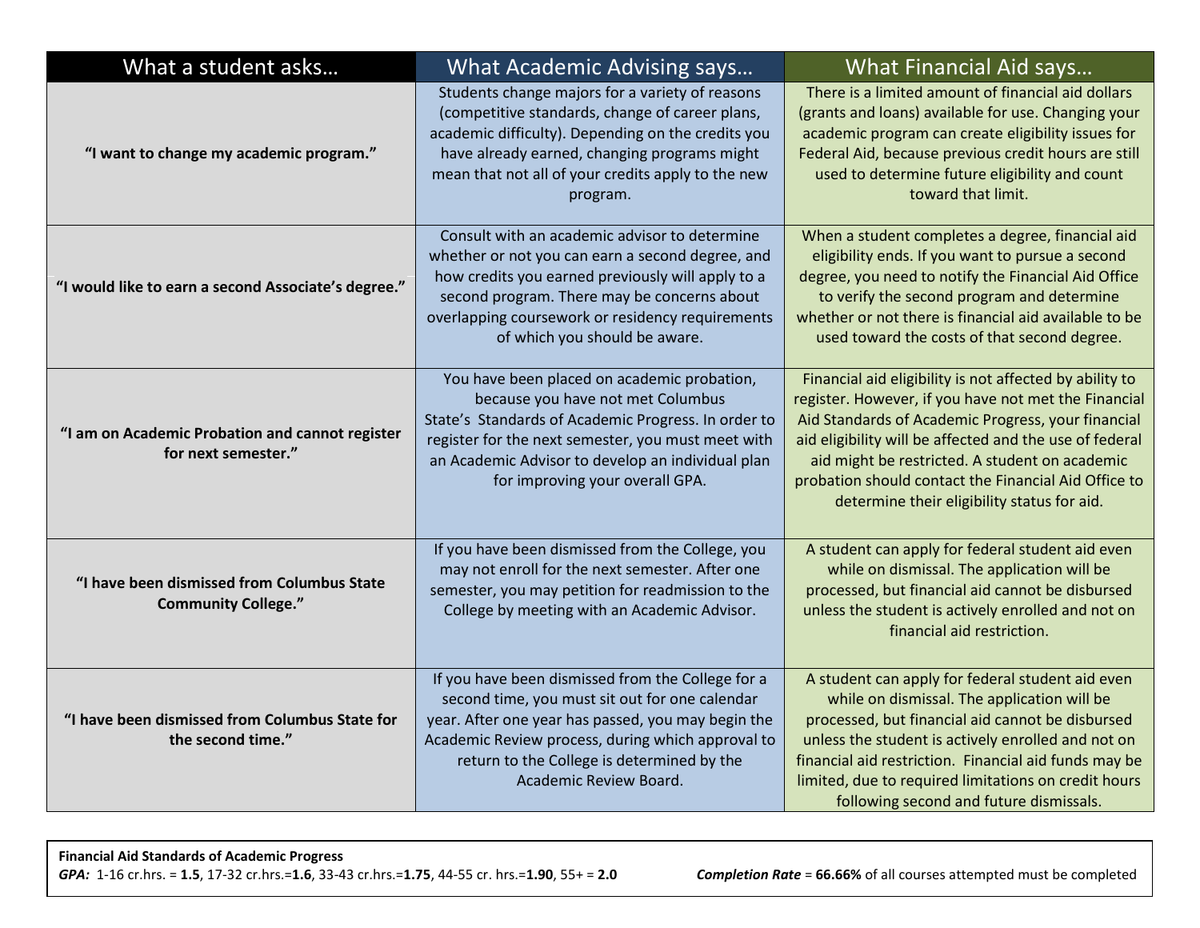| What a student asks… | What Academic Advising says… | What Financial Aid says… |
|---|---|---|
| **"I want to change my academic program."** | Students change majors for a variety of reasons (competitive standards, change of career plans, academic difficulty). Depending on the credits you have already earned, changing programs might mean that not all of your credits apply to the new program. | There is a limited amount of financial aid dollars (grants and loans) available for use. Changing your academic program can create eligibility issues for Federal Aid, because previous credit hours are still used to determine future eligibility and count toward that limit. |
| **"I would like to earn a second Associate's degree."** | Consult with an academic advisor to determine whether or not you can earn a second degree, and how credits you earned previously will apply to a second program. There may be concerns about overlapping coursework or residency requirements of which you should be aware. | When a student completes a degree, financial aid eligibility ends. If you want to pursue a second degree, you need to notify the Financial Aid Office to verify the second program and determine whether or not there is financial aid available to be used toward the costs of that second degree. |
| **"I am on Academic Probation and cannot register for next semester."** | You have been placed on academic probation, because you have not met Columbus State's Standards of Academic Progress. In order to register for the next semester, you must meet with an Academic Advisor to develop an individual plan for improving your overall GPA. | Financial aid eligibility is not affected by ability to register. However, if you have not met the Financial Aid Standards of Academic Progress, your financial aid eligibility will be affected and the use of federal aid might be restricted. A student on academic probation should contact the Financial Aid Office to determine their eligibility status for aid. |
| **"I have been dismissed from Columbus State Community College."** | If you have been dismissed from the College, you may not enroll for the next semester. After one semester, you may petition for readmission to the College by meeting with an Academic Advisor. | A student can apply for federal student aid even while on dismissal. The application will be processed, but financial aid cannot be disbursed unless the student is actively enrolled and not on financial aid restriction. |
| **"I have been dismissed from Columbus State for the second time."** | If you have been dismissed from the College for a second time, you must sit out for one calendar year. After one year has passed, you may begin the Academic Review process, during which approval to return to the College is determined by the Academic Review Board. | A student can apply for federal student aid even while on dismissal. The application will be processed, but financial aid cannot be disbursed unless the student is actively enrolled and not on financial aid restriction. Financial aid funds may be limited, due to required limitations on credit hours following second and future dismissals. |

**Financial Aid Standards of Academic Progress**

*GPA:* 1-16 cr.hrs. = **1.5**, 17-32 cr.hrs.=**1.6**, 33-43 cr.hrs.=**1.75**, 44-55 cr. hrs.=**1.90**, 55+ = **2.0**

*Completion Rate* = **66.66%** of all courses attempted must be completed